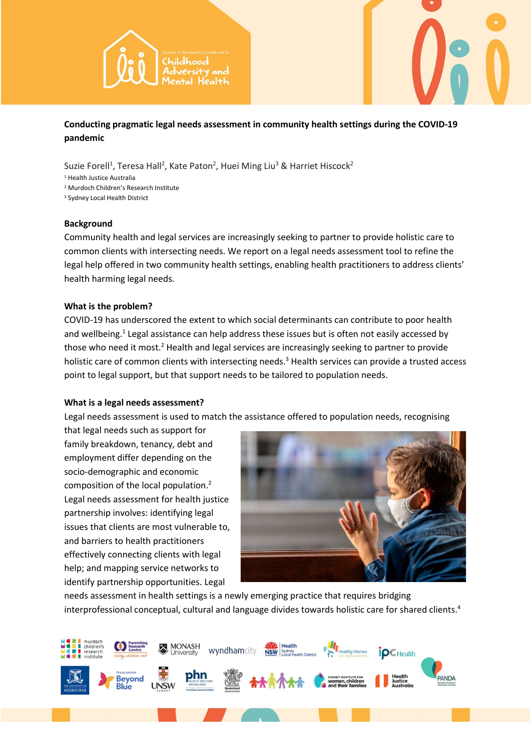# Conducting pragmatic legal needs assessment in community health settings during the COVID-19 pandemic

Suzie Forell[1], Teresa Hall[2], Kate Paton[2], Huei Ming Liu[3] & Harriet Hiscock[2]

[1] Health Justice Australia
[2] Murdoch Children's Research Institute
[3] Sydney Local Health District

## Background

Community health and legal services are increasingly seeking to partner to provide holistic care to common clients with intersecting needs. We report on a legal needs assessment tool to refine the legal help offered in two community health settings, enabling health practitioners to address clients' health harming legal needs.

## What is the problem?

COVID-19 has underscored the extent to which social determinants can contribute to poor health and wellbeing.[1] Legal assistance can help address these issues but is often not easily accessed by those who need it most.[2] Health and legal services are increasingly seeking to partner to provide holistic care of common clients with intersecting needs.[3] Health services can provide a trusted access point to legal support, but that support needs to be tailored to population needs.

## What is a legal needs assessment?

Legal needs assessment is used to match the assistance offered to population needs, recognising that legal needs such as support for family breakdown, tenancy, debt and employment differ depending on the socio-demographic and economic composition of the local population.[2] Legal needs assessment for health justice partnership involves: identifying legal issues that clients are most vulnerable to, and barriers to health practitioners effectively connecting clients with legal help; and mapping service networks to identify partnership opportunities. Legal needs assessment in health settings is a newly emerging practice that requires bridging interprofessional conceptual, cultural and language divides towards holistic care for shared clients.[4]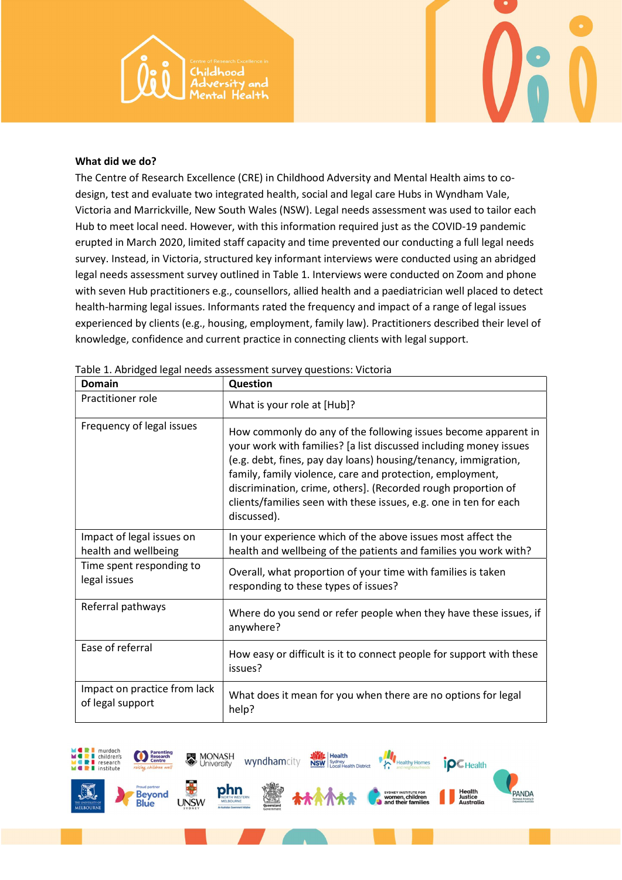**What did we do?**

The Centre of Research Excellence (CRE) in Childhood Adversity and Mental Health aims to co-design, test and evaluate two integrated health, social and legal care Hubs in Wyndham Vale, Victoria and Marrickville, New South Wales (NSW). Legal needs assessment was used to tailor each Hub to meet local need. However, with this information required just as the COVID-19 pandemic erupted in March 2020, limited staff capacity and time prevented our conducting a full legal needs survey. Instead, in Victoria, structured key informant interviews were conducted using an abridged legal needs assessment survey outlined in Table 1. Interviews were conducted on Zoom and phone with seven Hub practitioners e.g., counsellors, allied health and a paediatrician well placed to detect health-harming legal issues. Informants rated the frequency and impact of a range of legal issues experienced by clients (e.g., housing, employment, family law). Practitioners described their level of knowledge, confidence and current practice in connecting clients with legal support.

Table 1. Abridged legal needs assessment survey questions: Victoria

| Domain | Question |
|---|---|
| Practitioner role | What is your role at [Hub]? |
| Frequency of legal issues | How commonly do any of the following issues become apparent in your work with families? [a list discussed including money issues (e.g. debt, fines, pay day loans) housing/tenancy, immigration, family, family violence, care and protection, employment, discrimination, crime, others]. (Recorded rough proportion of clients/families seen with these issues, e.g. one in ten for each discussed). |
| Impact of legal issues on health and wellbeing | In your experience which of the above issues most affect the health and wellbeing of the patients and families you work with? |
| Time spent responding to legal issues | Overall, what proportion of your time with families is taken responding to these types of issues? |
| Referral pathways | Where do you send or refer people when they have these issues, if anywhere? |
| Ease of referral | How easy or difficult is it to connect people for support with these issues? |
| Impact on practice from lack of legal support | What does it mean for you when there are no options for legal help? |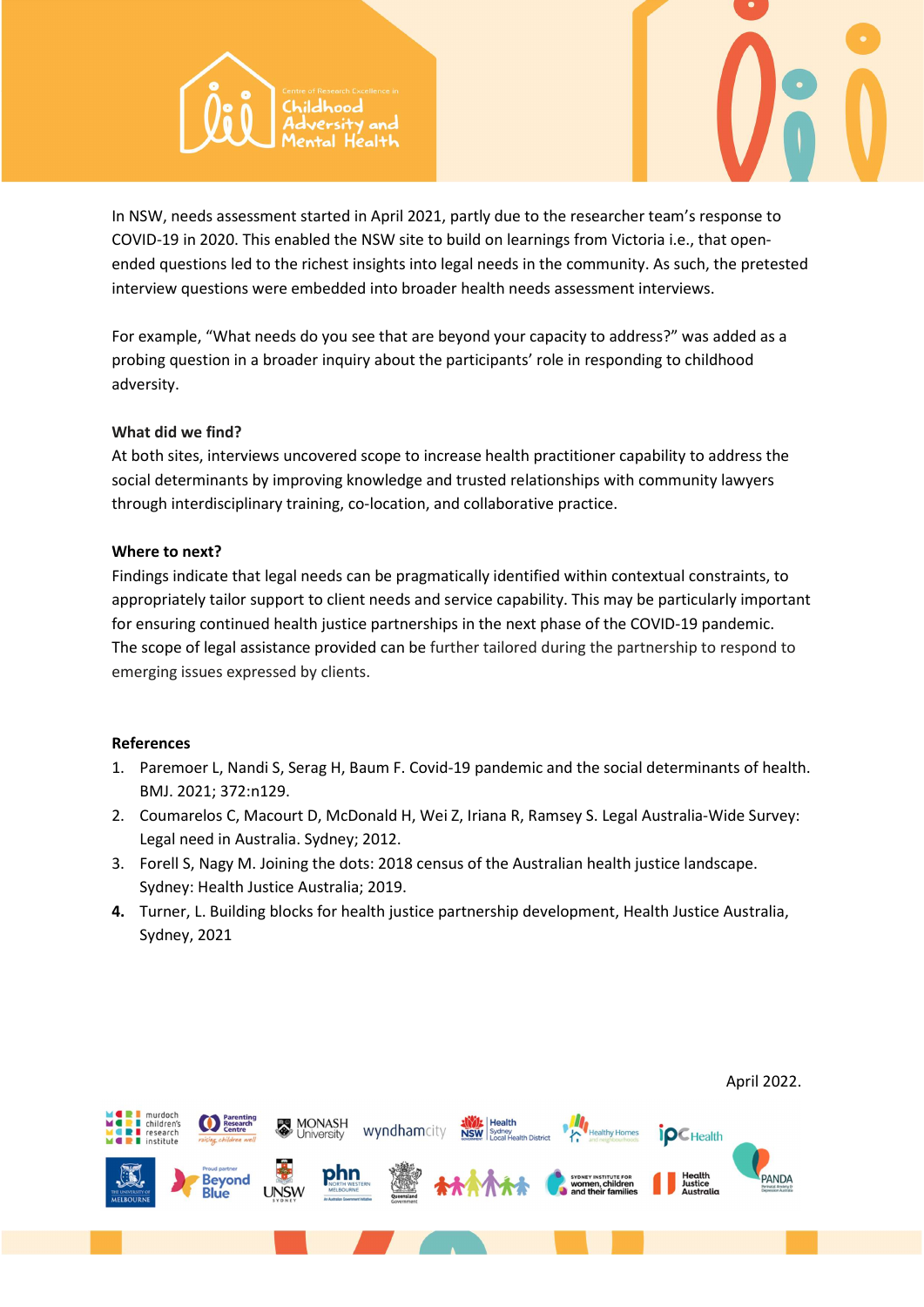In NSW, needs assessment started in April 2021, partly due to the researcher team's response to COVID-19 in 2020. This enabled the NSW site to build on learnings from Victoria i.e., that open-ended questions led to the richest insights into legal needs in the community. As such, the pretested interview questions were embedded into broader health needs assessment interviews.

For example, "What needs do you see that are beyond your capacity to address?" was added as a probing question in a broader inquiry about the participants' role in responding to childhood adversity.

**What did we find?**

At both sites, interviews uncovered scope to increase health practitioner capability to address the social determinants by improving knowledge and trusted relationships with community lawyers through interdisciplinary training, co-location, and collaborative practice.

**Where to next?**

Findings indicate that legal needs can be pragmatically identified within contextual constraints, to appropriately tailor support to client needs and service capability. This may be particularly important for ensuring continued health justice partnerships in the next phase of the COVID-19 pandemic. The scope of legal assistance provided can be further tailored during the partnership to respond to emerging issues expressed by clients.

**References**

1. Paremoer L, Nandi S, Serag H, Baum F. Covid-19 pandemic and the social determinants of health. BMJ. 2021; 372:n129.
2. Coumarelos C, Macourt D, McDonald H, Wei Z, Iriana R, Ramsey S. Legal Australia-Wide Survey: Legal need in Australia. Sydney; 2012.
3. Forell S, Nagy M. Joining the dots: 2018 census of the Australian health justice landscape. Sydney: Health Justice Australia; 2019.
4. Turner, L. Building blocks for health justice partnership development, Health Justice Australia, Sydney, 2021

April 2022.